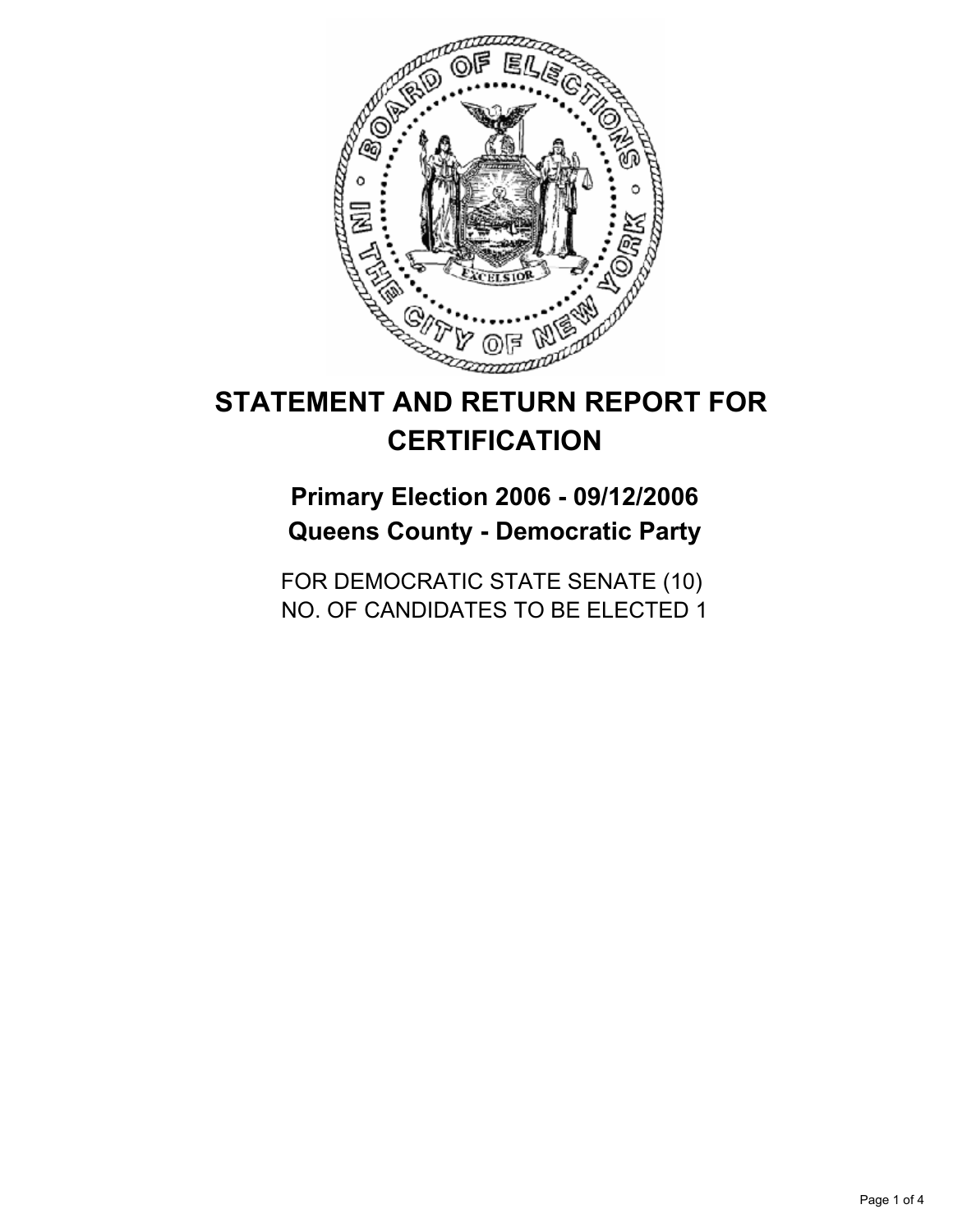# STATEMENT AND RETURN REPORT FOR CERTIFICATION

## Primary Election 2006 - 09/12/2006
## Queens County - Democratic Party

FOR DEMOCRATIC STATE SENATE (10)
NO. OF CANDIDATES TO BE ELECTED 1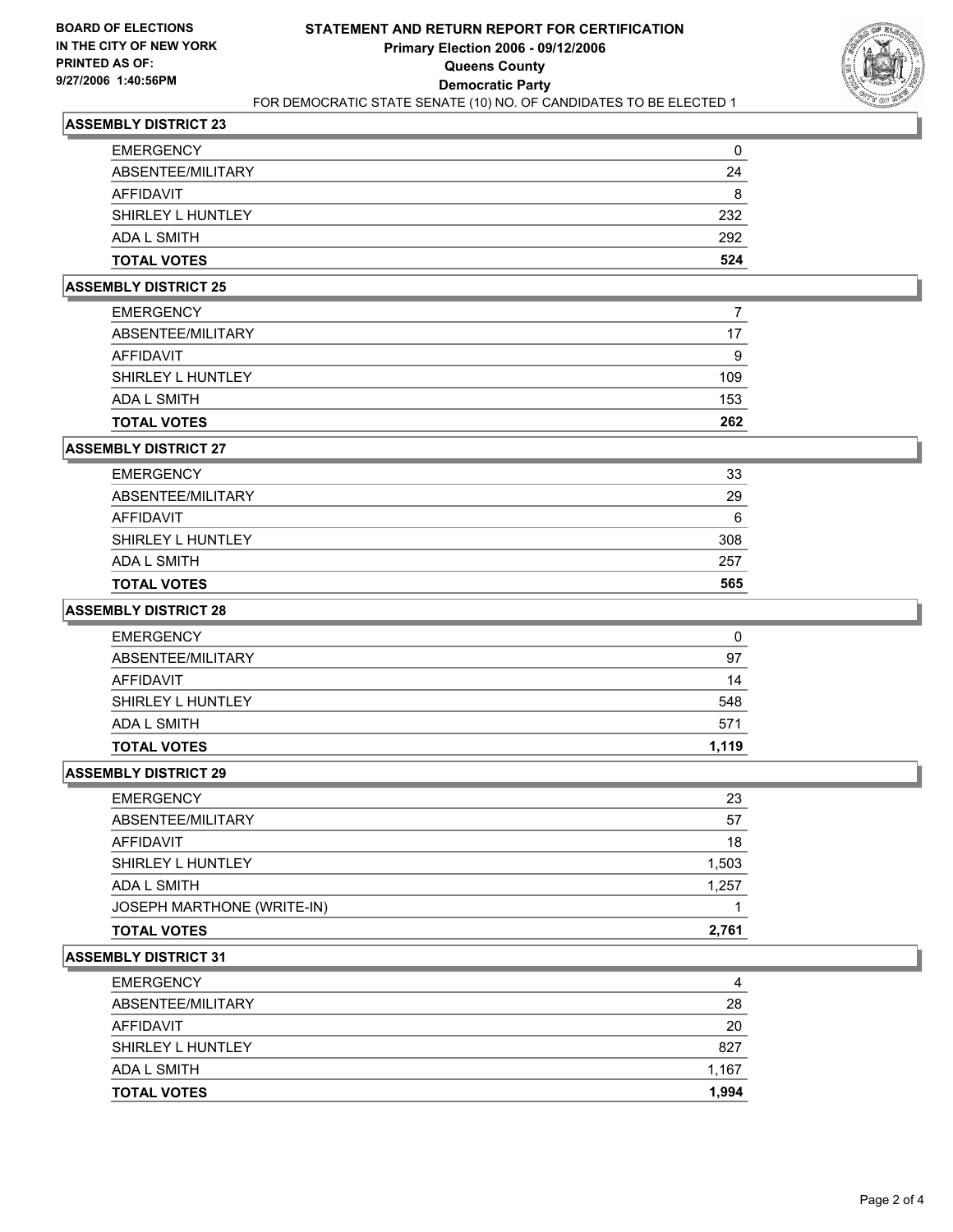**BOARD OF ELECTIONS IN THE CITY OF NEW YORK PRINTED AS OF: 9/27/2006 1:40:56PM**

# STATEMENT AND RETURN REPORT FOR CERTIFICATION
## Primary Election 2006 - 09/12/2006
## Queens County
## Democratic Party
FOR DEMOCRATIC STATE SENATE (10) NO. OF CANDIDATES TO BE ELECTED 1

### ASSEMBLY DISTRICT 23

| | |
|---|---|
| EMERGENCY | 0 |
| ABSENTEE/MILITARY | 24 |
| AFFIDAVIT | 8 |
| SHIRLEY L HUNTLEY | 232 |
| ADA L SMITH | 292 |
| **TOTAL VOTES** | **524** |

### ASSEMBLY DISTRICT 25

| | |
|---|---|
| EMERGENCY | 7 |
| ABSENTEE/MILITARY | 17 |
| AFFIDAVIT | 9 |
| SHIRLEY L HUNTLEY | 109 |
| ADA L SMITH | 153 |
| **TOTAL VOTES** | **262** |

### ASSEMBLY DISTRICT 27

| | |
|---|---|
| EMERGENCY | 33 |
| ABSENTEE/MILITARY | 29 |
| AFFIDAVIT | 6 |
| SHIRLEY L HUNTLEY | 308 |
| ADA L SMITH | 257 |
| **TOTAL VOTES** | **565** |

### ASSEMBLY DISTRICT 28

| | |
|---|---|
| EMERGENCY | 0 |
| ABSENTEE/MILITARY | 97 |
| AFFIDAVIT | 14 |
| SHIRLEY L HUNTLEY | 548 |
| ADA L SMITH | 571 |
| **TOTAL VOTES** | **1,119** |

### ASSEMBLY DISTRICT 29

| | |
|---|---|
| EMERGENCY | 23 |
| ABSENTEE/MILITARY | 57 |
| AFFIDAVIT | 18 |
| SHIRLEY L HUNTLEY | 1,503 |
| ADA L SMITH | 1,257 |
| JOSEPH MARTHONE (WRITE-IN) | 1 |
| **TOTAL VOTES** | **2,761** |

### ASSEMBLY DISTRICT 31

| | |
|---|---|
| EMERGENCY | 4 |
| ABSENTEE/MILITARY | 28 |
| AFFIDAVIT | 20 |
| SHIRLEY L HUNTLEY | 827 |
| ADA L SMITH | 1,167 |
| **TOTAL VOTES** | **1,994** |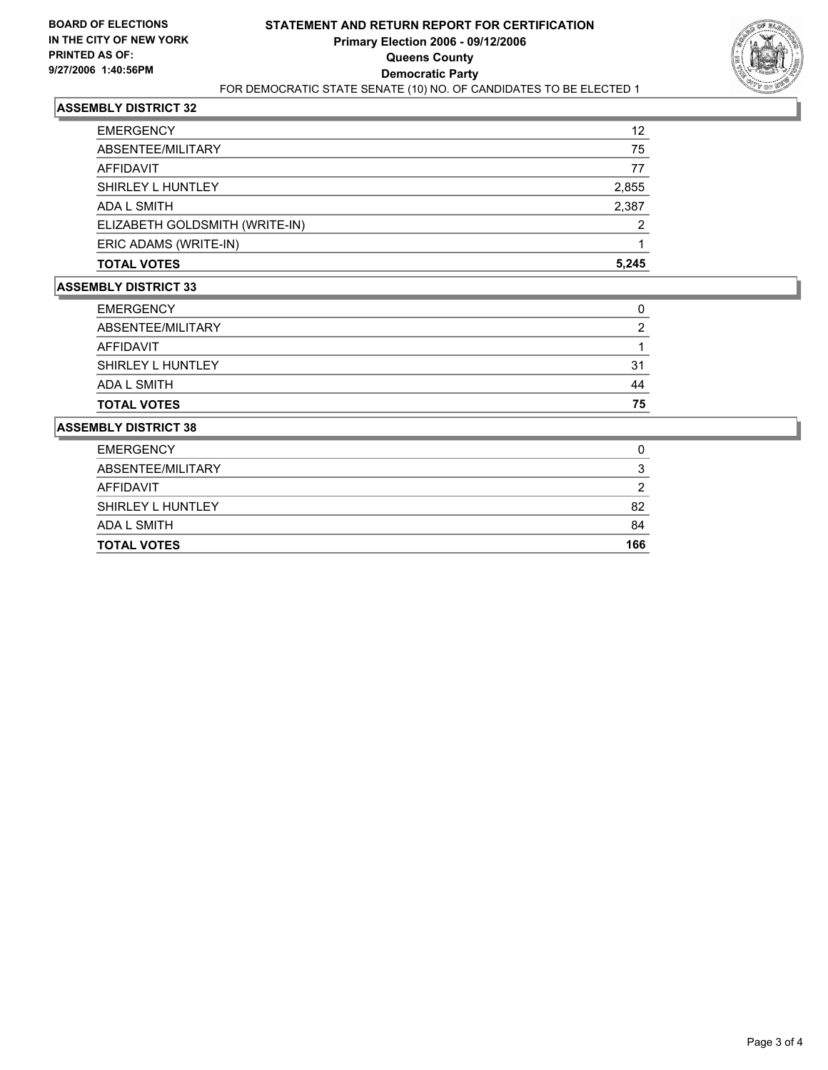**BOARD OF ELECTIONS IN THE CITY OF NEW YORK PRINTED AS OF: 9/27/2006 1:40:56PM**

# STATEMENT AND RETURN REPORT FOR CERTIFICATION
## Primary Election 2006 - 09/12/2006
## Queens County
## Democratic Party

FOR DEMOCRATIC STATE SENATE (10) NO. OF CANDIDATES TO BE ELECTED 1

### ASSEMBLY DISTRICT 32

| | |
|---|---|
| EMERGENCY | 12 |
| ABSENTEE/MILITARY | 75 |
| AFFIDAVIT | 77 |
| SHIRLEY L HUNTLEY | 2,855 |
| ADA L SMITH | 2,387 |
| ELIZABETH GOLDSMITH (WRITE-IN) | 2 |
| ERIC ADAMS (WRITE-IN) | 1 |
| **TOTAL VOTES** | **5,245** |

### ASSEMBLY DISTRICT 33

| | |
|---|---|
| EMERGENCY | 0 |
| ABSENTEE/MILITARY | 2 |
| AFFIDAVIT | 1 |
| SHIRLEY L HUNTLEY | 31 |
| ADA L SMITH | 44 |
| **TOTAL VOTES** | **75** |

### ASSEMBLY DISTRICT 38

| | |
|---|---|
| EMERGENCY | 0 |
| ABSENTEE/MILITARY | 3 |
| AFFIDAVIT | 2 |
| SHIRLEY L HUNTLEY | 82 |
| ADA L SMITH | 84 |
| **TOTAL VOTES** | **166** |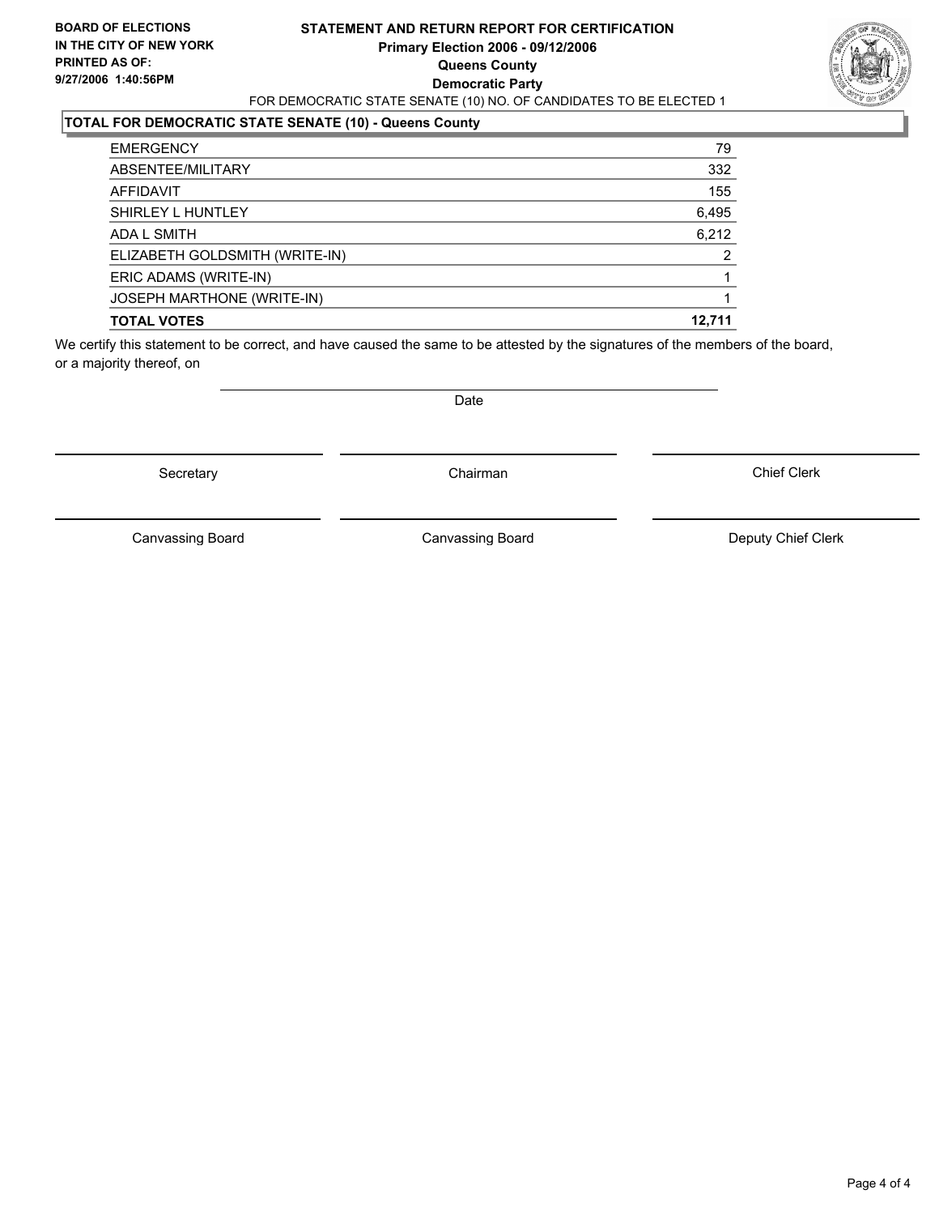**BOARD OF ELECTIONS IN THE CITY OF NEW YORK**
**PRINTED AS OF: 9/27/2006 1:40:56PM**

# STATEMENT AND RETURN REPORT FOR CERTIFICATION
## Primary Election 2006 - 09/12/2006
## Queens County
## Democratic Party

FOR DEMOCRATIC STATE SENATE (10) NO. OF CANDIDATES TO BE ELECTED 1

### TOTAL FOR DEMOCRATIC STATE SENATE (10) - Queens County

| | |
|---|---|
| EMERGENCY | 79 |
| ABSENTEE/MILITARY | 332 |
| AFFIDAVIT | 155 |
| SHIRLEY L HUNTLEY | 6,495 |
| ADA L SMITH | 6,212 |
| ELIZABETH GOLDSMITH (WRITE-IN) | 2 |
| ERIC ADAMS (WRITE-IN) | 1 |
| JOSEPH MARTHONE (WRITE-IN) | 1 |
| **TOTAL VOTES** | **12,711** |

We certify this statement to be correct, and have caused the same to be attested by the signatures of the members of the board, or a majority thereof, on

Date

Secretary | Chairman | Chief Clerk

Canvassing Board | Canvassing Board | Deputy Chief Clerk